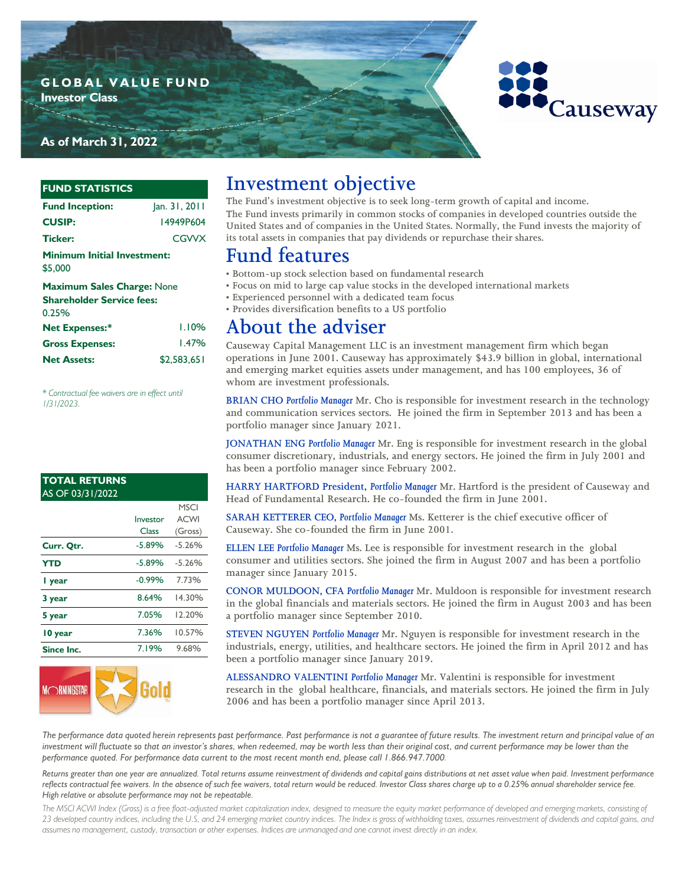# GLOBAL VALUE FUND

**Investor Class**

**As of March 31, 2022**

Causeway

## FUND STATISTICS

| | |
|---|---|
| **Fund Inception:** | Jan. 31, 2011 |
| **CUSIP:** | 14949P604 |
| **Ticker:** | CGVVX |
| **Minimum Initial Investment:** | $5,000 |
| **Maximum Sales Charge:** | None |
| **Shareholder Service fees:** | 0.25% |
| **Net Expenses:*** | 1.10% |
| **Gross Expenses:** | 1.47% |
| **Net Assets:** | $2,583,651 |

*\* Contractual fee waivers are in effect until 1/31/2023.*

## TOTAL RETURNS AS OF 03/31/2022

| | Investor Class | MSCI ACWI (Gross) |
|---|---|---|
| **Curr. Qtr.** | -5.89% | -5.26% |
| **YTD** | -5.89% | -5.26% |
| **1 year** | -0.99% | 7.73% |
| **3 year** | 8.64% | 14.30% |
| **5 year** | 7.05% | 12.20% |
| **10 year** | 7.36% | 10.57% |
| **Since Inc.** | 7.19% | 9.68% |

MORNINGSTAR Gold

# Investment objective

The Fund's investment objective is to seek long-term growth of capital and income.
The Fund invests primarily in common stocks of companies in developed countries outside the United States and of companies in the United States. Normally, the Fund invests the majority of its total assets in companies that pay dividends or repurchase their shares.

# Fund features

- Bottom-up stock selection based on fundamental research
- Focus on mid to large cap value stocks in the developed international markets
- Experienced personnel with a dedicated team focus
- Provides diversification benefits to a US portfolio

# About the adviser

Causeway Capital Management LLC is an investment management firm which began operations in June 2001. Causeway has approximately $43.9 billion in global, international and emerging market equities assets under management, and has 100 employees, 36 of whom are investment professionals.

**BRIAN CHO** *Portfolio Manager* Mr. Cho is responsible for investment research in the technology and communication services sectors. He joined the firm in September 2013 and has been a portfolio manager since January 2021.

**JONATHAN ENG** *Portfolio Manager* Mr. Eng is responsible for investment research in the global consumer discretionary, industrials, and energy sectors. He joined the firm in July 2001 and has been a portfolio manager since February 2002.

**HARRY HARTFORD** President, *Portfolio Manager* Mr. Hartford is the president of Causeway and Head of Fundamental Research. He co-founded the firm in June 2001.

**SARAH KETTERER** CEO, *Portfolio Manager* Ms. Ketterer is the chief executive officer of Causeway. She co-founded the firm in June 2001.

**ELLEN LEE** *Portfolio Manager* Ms. Lee is responsible for investment research in the global consumer and utilities sectors. She joined the firm in August 2007 and has been a portfolio manager since January 2015.

**CONOR MULDOON, CFA** *Portfolio Manager* Mr. Muldoon is responsible for investment research in the global financials and materials sectors. He joined the firm in August 2003 and has been a portfolio manager since September 2010.

**STEVEN NGUYEN** *Portfolio Manager* Mr. Nguyen is responsible for investment research in the industrials, energy, utilities, and healthcare sectors. He joined the firm in April 2012 and has been a portfolio manager since January 2019.

**ALESSANDRO VALENTINI** *Portfolio Manager* Mr. Valentini is responsible for investment research in the global healthcare, financials, and materials sectors. He joined the firm in July 2006 and has been a portfolio manager since April 2013.

*The performance data quoted herein represents past performance. Past performance is not a guarantee of future results. The investment return and principal value of an investment will fluctuate so that an investor's shares, when redeemed, may be worth less than their original cost, and current performance may be lower than the performance quoted. For performance data current to the most recent month end, please call 1.866.947.7000.*

*Returns greater than one year are annualized. Total returns assume reinvestment of dividends and capital gains distributions at net asset value when paid. Investment performance reflects contractual fee waivers. In the absence of such fee waivers, total return would be reduced. Investor Class shares charge up to a 0.25% annual shareholder service fee. High relative or absolute performance may not be repeatable.*

*The MSCI ACWI Index (Gross) is a free float-adjusted market capitalization index, designed to measure the equity market performance of developed and emerging markets, consisting of 23 developed country indices, including the U.S, and 24 emerging market country indices. The Index is gross of withholding taxes, assumes reinvestment of dividends and capital gains, and assumes no management, custody, transaction or other expenses. Indices are unmanaged and one cannot invest directly in an index.*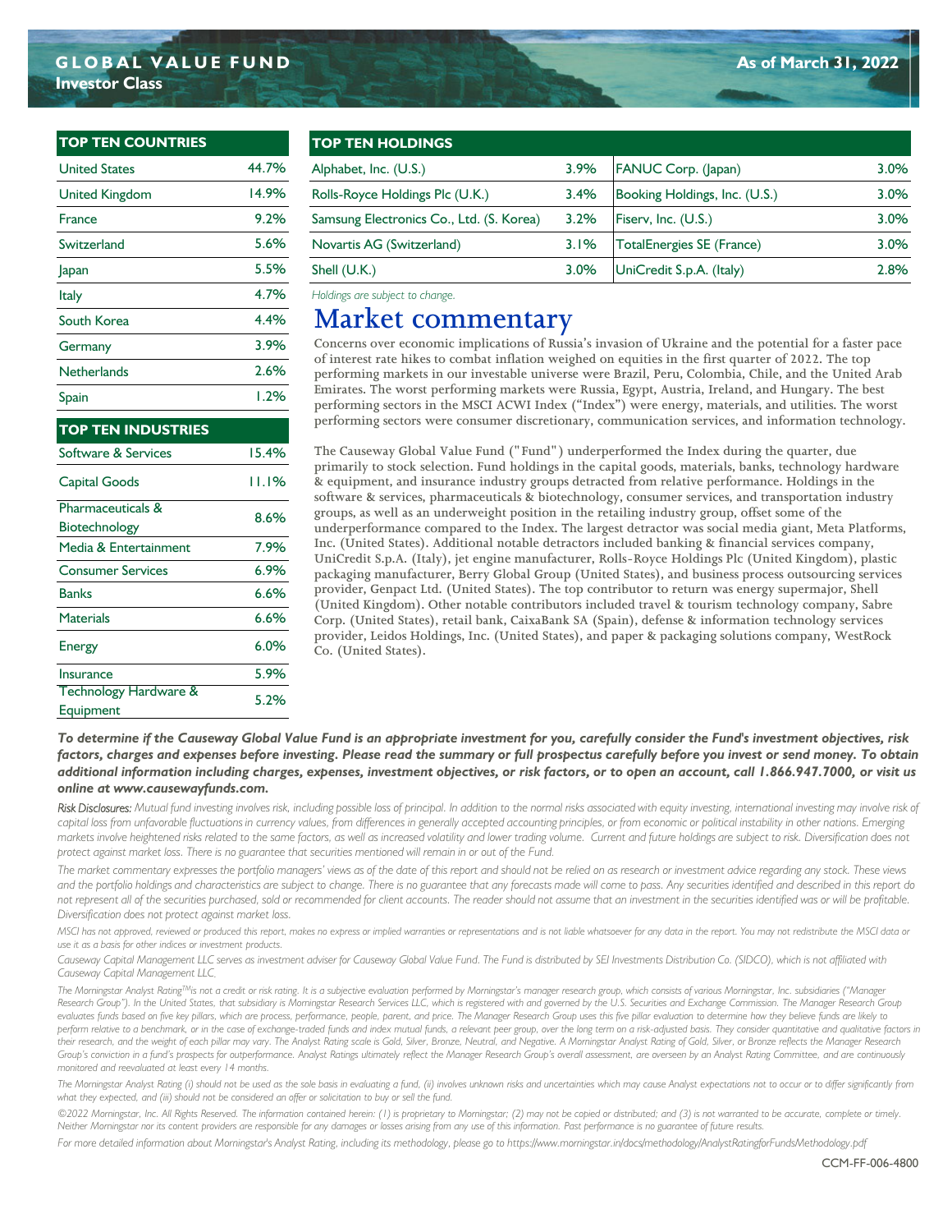# GLOBAL VALUE FUND
**Investor Class**

As of March 31, 2022

## TOP TEN COUNTRIES

| | |
|---|---|
| United States | 44.7% |
| United Kingdom | 14.9% |
| France | 9.2% |
| Switzerland | 5.6% |
| Japan | 5.5% |
| Italy | 4.7% |
| South Korea | 4.4% |
| Germany | 3.9% |
| Netherlands | 2.6% |
| Spain | 1.2% |

## TOP TEN INDUSTRIES

| | |
|---|---|
| Software & Services | 15.4% |
| Capital Goods | 11.1% |
| Pharmaceuticals & Biotechnology | 8.6% |
| Media & Entertainment | 7.9% |
| Consumer Services | 6.9% |
| Banks | 6.6% |
| Materials | 6.6% |
| Energy | 6.0% |
| Insurance | 5.9% |
| Technology Hardware & Equipment | 5.2% |

## TOP TEN HOLDINGS

| | | | |
|---|---|---|---|
| Alphabet, Inc. (U.S.) | 3.9% | FANUC Corp. (Japan) | 3.0% |
| Rolls-Royce Holdings Plc (U.K.) | 3.4% | Booking Holdings, Inc. (U.S.) | 3.0% |
| Samsung Electronics Co., Ltd. (S. Korea) | 3.2% | Fiserv, Inc. (U.S.) | 3.0% |
| Novartis AG (Switzerland) | 3.1% | TotalEnergies SE (France) | 3.0% |
| Shell (U.K.) | 3.0% | UniCredit S.p.A. (Italy) | 2.8% |

*Holdings are subject to change.*

## Market commentary

Concerns over economic implications of Russia's invasion of Ukraine and the potential for a faster pace of interest rate hikes to combat inflation weighed on equities in the first quarter of 2022. The top performing markets in our investable universe were Brazil, Peru, Colombia, Chile, and the United Arab Emirates. The worst performing markets were Russia, Egypt, Austria, Ireland, and Hungary. The best performing sectors in the MSCI ACWI Index ("Index") were energy, materials, and utilities. The worst performing sectors were consumer discretionary, communication services, and information technology.

The Causeway Global Value Fund ("Fund") underperformed the Index during the quarter, due primarily to stock selection. Fund holdings in the capital goods, materials, banks, technology hardware & equipment, and insurance industry groups detracted from relative performance. Holdings in the software & services, pharmaceuticals & biotechnology, consumer services, and transportation industry groups, as well as an underweight position in the retailing industry group, offset some of the underperformance compared to the Index. The largest detractor was social media giant, Meta Platforms, Inc. (United States). Additional notable detractors included banking & financial services company, UniCredit S.p.A. (Italy), jet engine manufacturer, Rolls-Royce Holdings Plc (United Kingdom), plastic packaging manufacturer, Berry Global Group (United States), and business process outsourcing services provider, Genpact Ltd. (United States). The top contributor to return was energy supermajor, Shell (United Kingdom). Other notable contributors included travel & tourism technology company, Sabre Corp. (United States), retail bank, CaixaBank SA (Spain), defense & information technology services provider, Leidos Holdings, Inc. (United States), and paper & packaging solutions company, WestRock Co. (United States).

***To determine if the Causeway Global Value Fund is an appropriate investment for you, carefully consider the Fund's investment objectives, risk factors, charges and expenses before investing. Please read the summary or full prospectus carefully before you invest or send money. To obtain additional information including charges, expenses, investment objectives, or risk factors, or to open an account, call 1.866.947.7000, or visit us online at www.causewayfunds.com.***

*Risk Disclosures: Mutual fund investing involves risk, including possible loss of principal. In addition to the normal risks associated with equity investing, international investing may involve risk of capital loss from unfavorable fluctuations in currency values, from differences in generally accepted accounting principles, or from economic or political instability in other nations. Emerging markets involve heightened risks related to the same factors, as well as increased volatility and lower trading volume. Current and future holdings are subject to risk. Diversification does not protect against market loss. There is no guarantee that securities mentioned will remain in or out of the Fund.*

*The market commentary expresses the portfolio managers' views as of the date of this report and should not be relied on as research or investment advice regarding any stock. These views and the portfolio holdings and characteristics are subject to change. There is no guarantee that any forecasts made will come to pass. Any securities identified and described in this report do not represent all of the securities purchased, sold or recommended for client accounts. The reader should not assume that an investment in the securities identified was or will be profitable. Diversification does not protect against market loss.*

*MSCI has not approved, reviewed or produced this report, makes no express or implied warranties or representations and is not liable whatsoever for any data in the report. You may not redistribute the MSCI data or use it as a basis for other indices or investment products.*

*Causeway Capital Management LLC serves as investment adviser for Causeway Global Value Fund. The Fund is distributed by SEI Investments Distribution Co. (SIDCO), which is not affiliated with Causeway Capital Management LLC.*

*The Morningstar Analyst Rating™ is not a credit or risk rating. It is a subjective evaluation performed by Morningstar's manager research group, which consists of various Morningstar, Inc. subsidiaries ("Manager Research Group"). In the United States, that subsidiary is Morningstar Research Services LLC, which is registered with and governed by the U.S. Securities and Exchange Commission. The Manager Research Group evaluates funds based on five key pillars, which are process, performance, people, parent, and price. The Manager Research Group uses this five pillar evaluation to determine how they believe funds are likely to perform relative to a benchmark, or in the case of exchange-traded funds and index mutual funds, a relevant peer group, over the long term on a risk-adjusted basis. They consider quantitative and qualitative factors in their research, and the weight of each pillar may vary. The Analyst Rating scale is Gold, Silver, Bronze, Neutral, and Negative. A Morningstar Analyst Rating of Gold, Silver, or Bronze reflects the Manager Research Group's conviction in a fund's prospects for outperformance. Analyst Ratings ultimately reflect the Manager Research Group's overall assessment, are overseen by an Analyst Rating Committee, and are continuously monitored and reevaluated at least every 14 months.*

*The Morningstar Analyst Rating (i) should not be used as the sole basis in evaluating a fund, (ii) involves unknown risks and uncertainties which may cause Analyst expectations not to occur or to differ significantly from what they expected, and (iii) should not be considered an offer or solicitation to buy or sell the fund.*

*©2022 Morningstar, Inc. All Rights Reserved. The information contained herein: (1) is proprietary to Morningstar; (2) may not be copied or distributed; and (3) is not warranted to be accurate, complete or timely. Neither Morningstar nor its content providers are responsible for any damages or losses arising from any use of this information. Past performance is no guarantee of future results.*

*For more detailed information about Morningstar's Analyst Rating, including its methodology, please go to https://www.morningstar.in/docs/methodology/AnalystRatingforFundsMethodology.pdf*

CCM-FF-006-4800